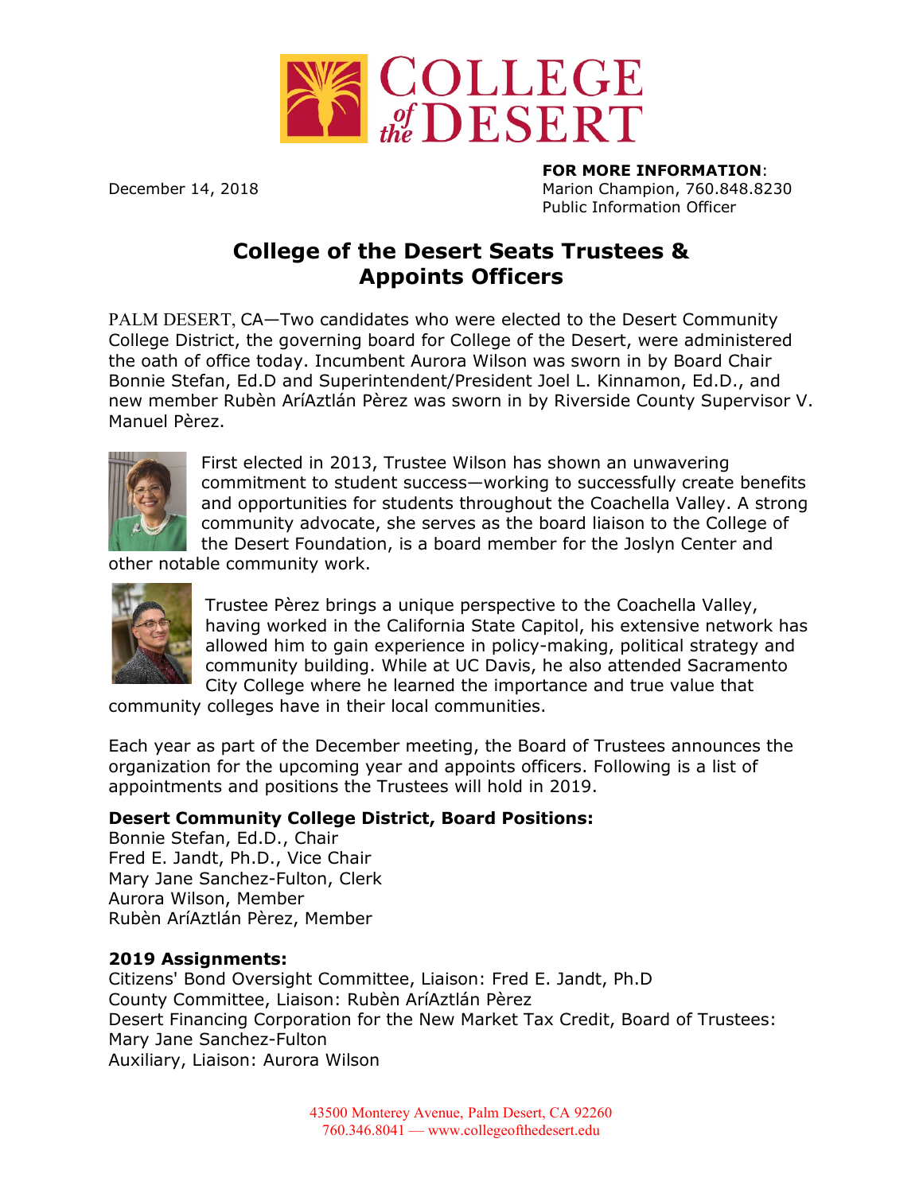December 14, 2018

**FOR MORE INFORMATION**:
Marion Champion, 760.848.8230
Public Information Officer

# College of the Desert Seats Trustees & Appoints Officers

PALM DESERT, CA—Two candidates who were elected to the Desert Community College District, the governing board for College of the Desert, were administered the oath of office today. Incumbent Aurora Wilson was sworn in by Board Chair Bonnie Stefan, Ed.D and Superintendent/President Joel L. Kinnamon, Ed.D., and new member Rubèn AríAztlán Pèrez was sworn in by Riverside County Supervisor V. Manuel Pèrez.

First elected in 2013, Trustee Wilson has shown an unwavering commitment to student success—working to successfully create benefits and opportunities for students throughout the Coachella Valley. A strong community advocate, she serves as the board liaison to the College of the Desert Foundation, is a board member for the Joslyn Center and other notable community work.

Trustee Pèrez brings a unique perspective to the Coachella Valley, having worked in the California State Capitol, his extensive network has allowed him to gain experience in policy-making, political strategy and community building. While at UC Davis, he also attended Sacramento City College where he learned the importance and true value that community colleges have in their local communities.

Each year as part of the December meeting, the Board of Trustees announces the organization for the upcoming year and appoints officers. Following is a list of appointments and positions the Trustees will hold in 2019.

**Desert Community College District, Board Positions:**
Bonnie Stefan, Ed.D., Chair
Fred E. Jandt, Ph.D., Vice Chair
Mary Jane Sanchez-Fulton, Clerk
Aurora Wilson, Member
Rubèn AríAztlán Pèrez, Member

**2019 Assignments:**
Citizens' Bond Oversight Committee, Liaison: Fred E. Jandt, Ph.D
County Committee, Liaison: Rubèn AríAztlán Pèrez
Desert Financing Corporation for the New Market Tax Credit, Board of Trustees: Mary Jane Sanchez-Fulton
Auxiliary, Liaison: Aurora Wilson

43500 Monterey Avenue, Palm Desert, CA 92260
760.346.8041 — www.collegeofthedesert.edu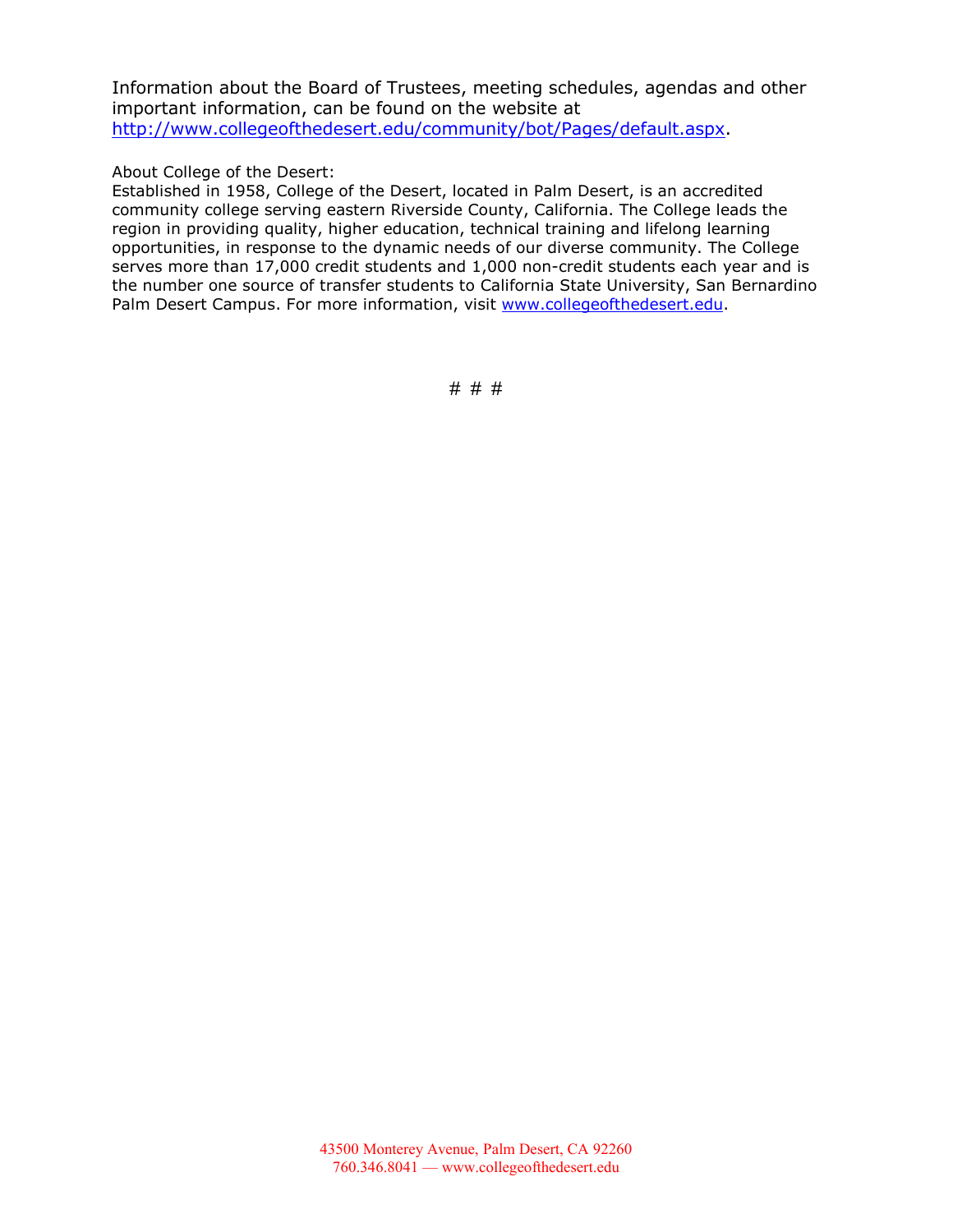Information about the Board of Trustees, meeting schedules, agendas and other important information, can be found on the website at http://www.collegeofthedesert.edu/community/bot/Pages/default.aspx.

About College of the Desert:
Established in 1958, College of the Desert, located in Palm Desert, is an accredited community college serving eastern Riverside County, California. The College leads the region in providing quality, higher education, technical training and lifelong learning opportunities, in response to the dynamic needs of our diverse community. The College serves more than 17,000 credit students and 1,000 non-credit students each year and is the number one source of transfer students to California State University, San Bernardino Palm Desert Campus. For more information, visit www.collegeofthedesert.edu.

# # #

43500 Monterey Avenue, Palm Desert, CA 92260
760.346.8041 — www.collegeofthedesert.edu